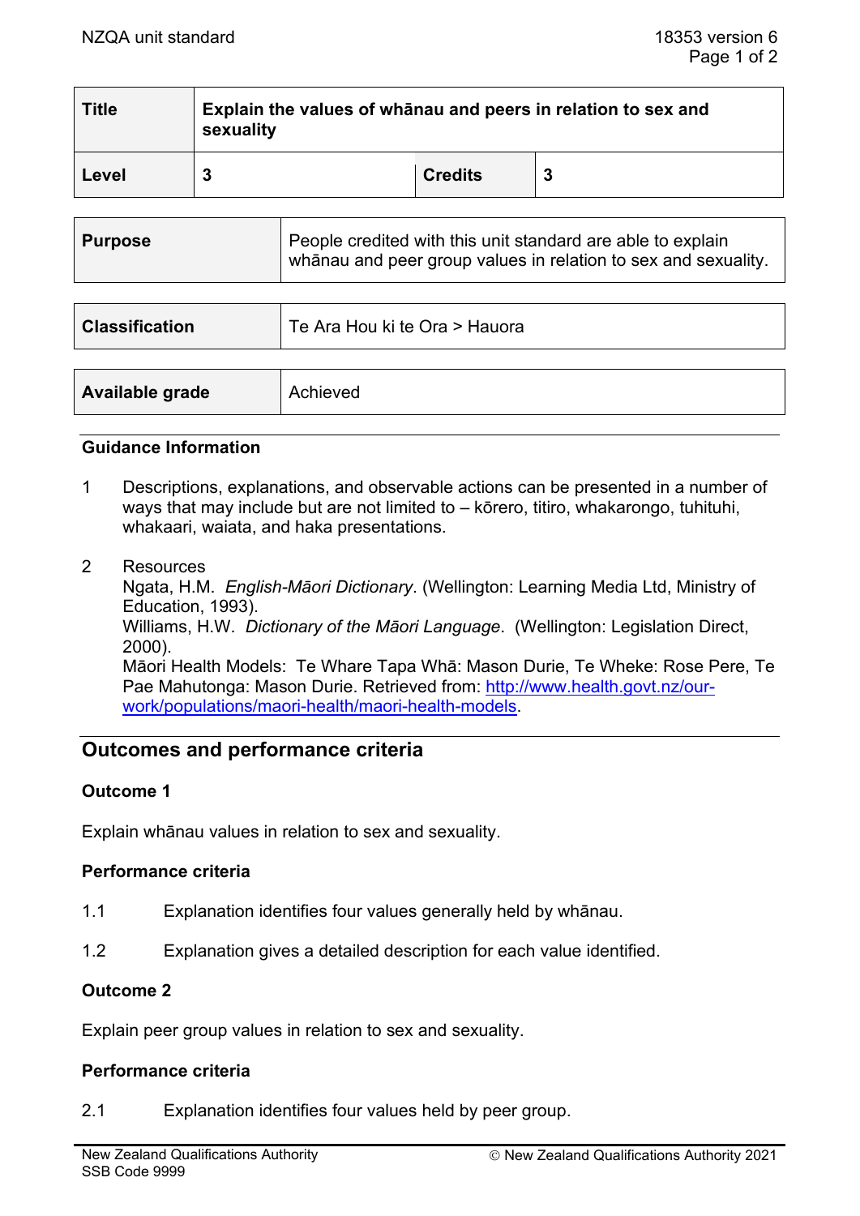| Title | Explain the values of whānau and peers in relation to sex and sexuality | | |
|---|---|---|---|
| Level | 3 | Credits | 3 |

| Purpose | People credited with this unit standard are able to explain whānau and peer group values in relation to sex and sexuality. |
|---|---|

| Classification | Te Ara Hou ki te Ora > Hauora |
|---|---|

| Available grade | Achieved |
|---|---|

## Guidance Information

1. Descriptions, explanations, and observable actions can be presented in a number of ways that may include but are not limited to – kōrero, titiro, whakarongo, tuhituhi, whakaari, waiata, and haka presentations.

2. Resources
   Ngata, H.M. *English-Māori Dictionary*. (Wellington: Learning Media Ltd, Ministry of Education, 1993).
   Williams, H.W. *Dictionary of the Māori Language*. (Wellington: Legislation Direct, 2000).
   Māori Health Models: Te Whare Tapa Whā: Mason Durie, Te Wheke: Rose Pere, Te Pae Mahutonga: Mason Durie. Retrieved from: [http://www.health.govt.nz/our-work/populations/maori-health/maori-health-models](http://www.health.govt.nz/our-work/populations/maori-health/maori-health-models).

## Outcomes and performance criteria

### Outcome 1

Explain whānau values in relation to sex and sexuality.

#### Performance criteria

1.1 Explanation identifies four values generally held by whānau.

1.2 Explanation gives a detailed description for each value identified.

### Outcome 2

Explain peer group values in relation to sex and sexuality.

#### Performance criteria

2.1 Explanation identifies four values held by peer group.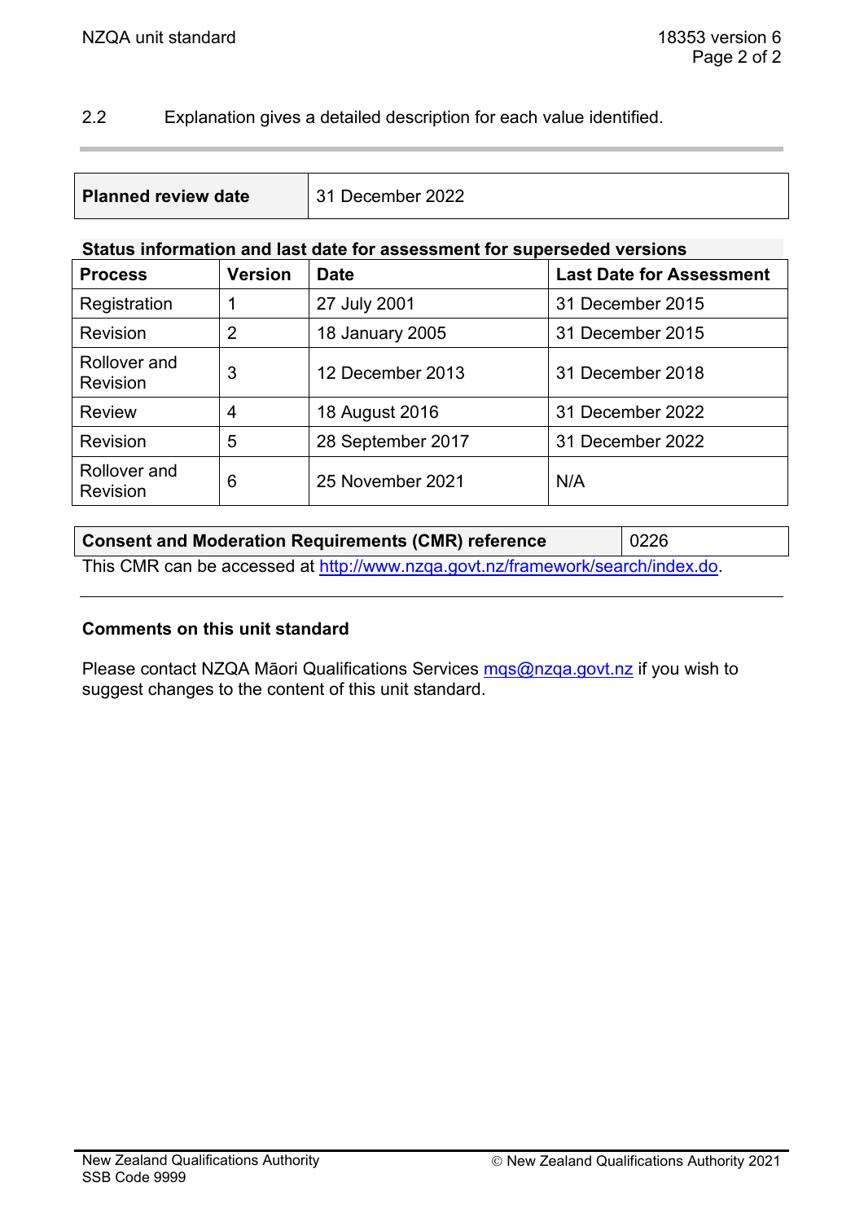2.2 Explanation gives a detailed description for each value identified.

| Planned review date | 31 December 2022 |
| --- | --- |

**Status information and last date for assessment for superseded versions**

| Process | Version | Date | Last Date for Assessment |
| --- | --- | --- | --- |
| Registration | 1 | 27 July 2001 | 31 December 2015 |
| Revision | 2 | 18 January 2005 | 31 December 2015 |
| Rollover and Revision | 3 | 12 December 2013 | 31 December 2018 |
| Review | 4 | 18 August 2016 | 31 December 2022 |
| Revision | 5 | 28 September 2017 | 31 December 2022 |
| Rollover and Revision | 6 | 25 November 2021 | N/A |

| Consent and Moderation Requirements (CMR) reference | 0226 |
| --- | --- |

This CMR can be accessed at http://www.nzqa.govt.nz/framework/search/index.do.

**Comments on this unit standard**

Please contact NZQA Māori Qualifications Services mqs@nzqa.govt.nz if you wish to suggest changes to the content of this unit standard.